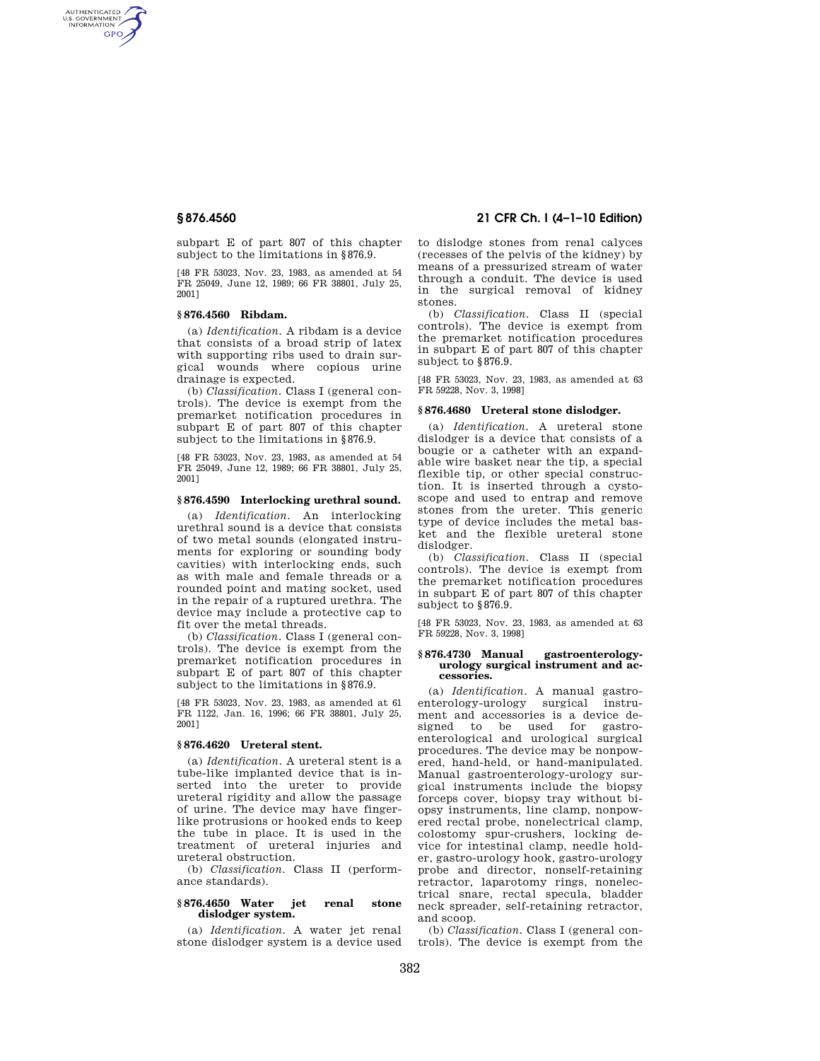subpart E of part 807 of this chapter subject to the limitations in §876.9.

[48 FR 53023, Nov. 23, 1983, as amended at 54 FR 25049, June 12, 1989; 66 FR 38801, July 25, 2001]

### §876.4560 Ribdam.

(a) *Identification.* A ribdam is a device that consists of a broad strip of latex with supporting ribs used to drain surgical wounds where copious urine drainage is expected.

(b) *Classification.* Class I (general controls). The device is exempt from the premarket notification procedures in subpart E of part 807 of this chapter subject to the limitations in §876.9.

[48 FR 53023, Nov. 23, 1983, as amended at 54 FR 25049, June 12, 1989; 66 FR 38801, July 25, 2001]

### §876.4590 Interlocking urethral sound.

(a) *Identification.* An interlocking urethral sound is a device that consists of two metal sounds (elongated instruments for exploring or sounding body cavities) with interlocking ends, such as with male and female threads or a rounded point and mating socket, used in the repair of a ruptured urethra. The device may include a protective cap to fit over the metal threads.

(b) *Classification.* Class I (general controls). The device is exempt from the premarket notification procedures in subpart E of part 807 of this chapter subject to the limitations in §876.9.

[48 FR 53023, Nov. 23, 1983, as amended at 61 FR 1122, Jan. 16, 1996; 66 FR 38801, July 25, 2001]

### §876.4620 Ureteral stent.

(a) *Identification.* A ureteral stent is a tube-like implanted device that is inserted into the ureter to provide ureteral rigidity and allow the passage of urine. The device may have finger-like protrusions or hooked ends to keep the tube in place. It is used in the treatment of ureteral injuries and ureteral obstruction.

(b) *Classification.* Class II (performance standards).

### §876.4650 Water jet renal stone dislodger system.

(a) *Identification.* A water jet renal stone dislodger system is a device used to dislodge stones from renal calyces (recesses of the pelvis of the kidney) by means of a pressurized stream of water through a conduit. The device is used in the surgical removal of kidney stones.

(b) *Classification.* Class II (special controls). The device is exempt from the premarket notification procedures in subpart E of part 807 of this chapter subject to §876.9.

[48 FR 53023, Nov. 23, 1983, as amended at 63 FR 59228, Nov. 3, 1998]

### §876.4680 Ureteral stone dislodger.

(a) *Identification.* A ureteral stone dislodger is a device that consists of a bougie or a catheter with an expandable wire basket near the tip, a special flexible tip, or other special construction. It is inserted through a cystoscope and used to entrap and remove stones from the ureter. This generic type of device includes the metal basket and the flexible ureteral stone dislodger.

(b) *Classification.* Class II (special controls). The device is exempt from the premarket notification procedures in subpart E of part 807 of this chapter subject to §876.9.

[48 FR 53023, Nov. 23, 1983, as amended at 63 FR 59228, Nov. 3, 1998]

### §876.4730 Manual gastroenterology-urology surgical instrument and accessories.

(a) *Identification.* A manual gastroenterology-urology surgical instrument and accessories is a device designed to be used for gastroenterological and urological surgical procedures. The device may be nonpowered, hand-held, or hand-manipulated. Manual gastroenterology-urology surgical instruments include the biopsy forceps cover, biopsy tray without biopsy instruments, line clamp, nonpowered rectal probe, nonelectrical clamp, colostomy spur-crushers, locking device for intestinal clamp, needle holder, gastro-urology hook, gastro-urology probe and director, nonself-retaining retractor, laparotomy rings, nonelectrical snare, rectal specula, bladder neck spreader, self-retaining retractor, and scoop.

(b) *Classification.* Class I (general controls). The device is exempt from the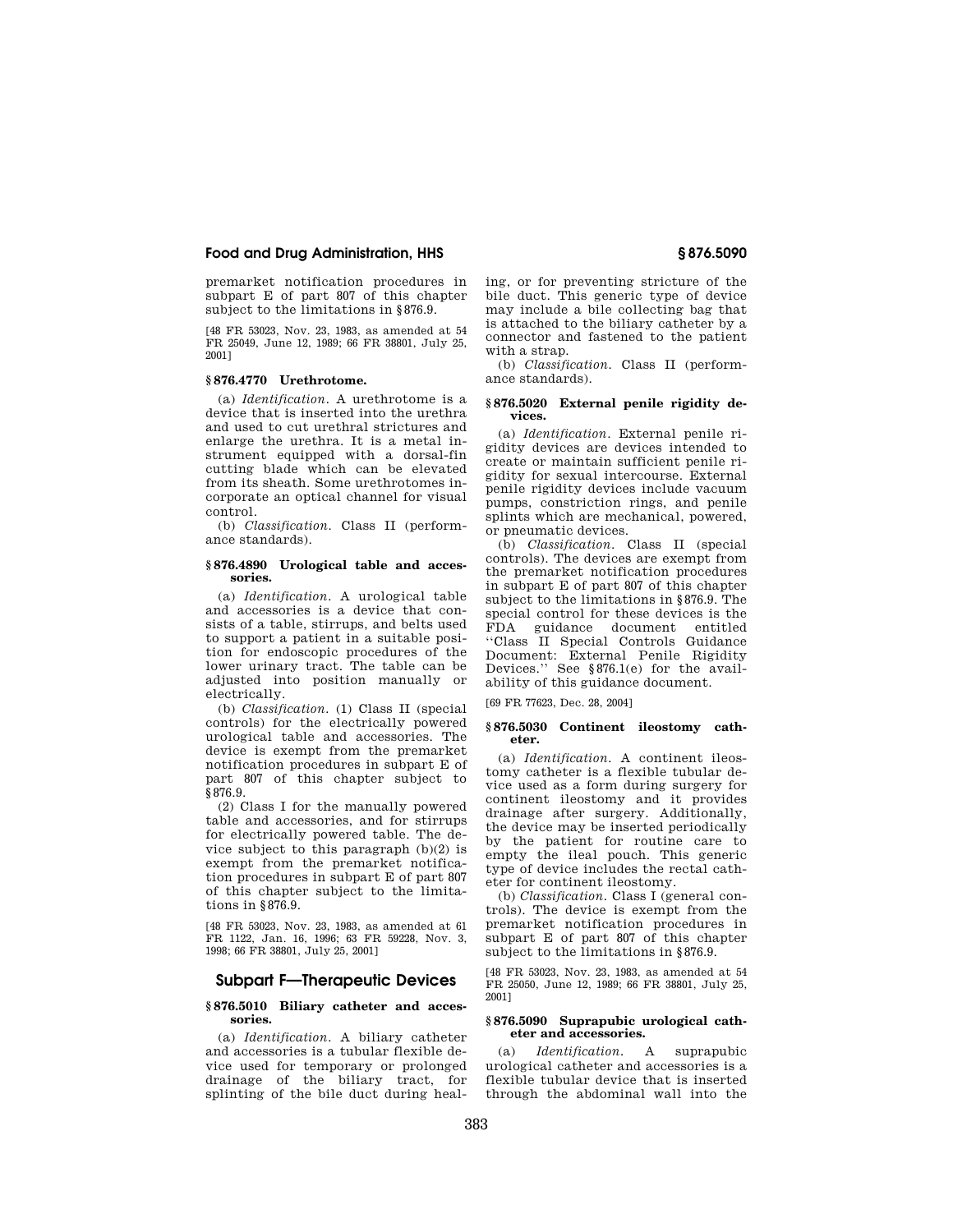premarket notification procedures in subpart E of part 807 of this chapter subject to the limitations in §876.9.

[48 FR 53023, Nov. 23, 1983, as amended at 54 FR 25049, June 12, 1989; 66 FR 38801, July 25, 2001]

### § 876.4770 Urethrotome.

(a) *Identification.* A urethrotome is a device that is inserted into the urethra and used to cut urethral strictures and enlarge the urethra. It is a metal instrument equipped with a dorsal-fin cutting blade which can be elevated from its sheath. Some urethrotomes incorporate an optical channel for visual control.

(b) *Classification.* Class II (performance standards).

### § 876.4890 Urological table and accessories.

(a) *Identification.* A urological table and accessories is a device that consists of a table, stirrups, and belts used to support a patient in a suitable position for endoscopic procedures of the lower urinary tract. The table can be adjusted into position manually or electrically.

(b) *Classification.* (1) Class II (special controls) for the electrically powered urological table and accessories. The device is exempt from the premarket notification procedures in subpart E of part 807 of this chapter subject to §876.9.

(2) Class I for the manually powered table and accessories, and for stirrups for electrically powered table. The device subject to this paragraph (b)(2) is exempt from the premarket notification procedures in subpart E of part 807 of this chapter subject to the limitations in §876.9.

[48 FR 53023, Nov. 23, 1983, as amended at 61 FR 1122, Jan. 16, 1996; 63 FR 59228, Nov. 3, 1998; 66 FR 38801, July 25, 2001]

## Subpart F—Therapeutic Devices

### § 876.5010 Biliary catheter and accessories.

(a) *Identification.* A biliary catheter and accessories is a tubular flexible device used for temporary or prolonged drainage of the biliary tract, for splinting of the bile duct during healing, or for preventing stricture of the bile duct. This generic type of device may include a bile collecting bag that is attached to the biliary catheter by a connector and fastened to the patient with a strap.

(b) *Classification.* Class II (performance standards).

### § 876.5020 External penile rigidity devices.

(a) *Identification.* External penile rigidity devices are devices intended to create or maintain sufficient penile rigidity for sexual intercourse. External penile rigidity devices include vacuum pumps, constriction rings, and penile splints which are mechanical, powered, or pneumatic devices.

(b) *Classification.* Class II (special controls). The devices are exempt from the premarket notification procedures in subpart E of part 807 of this chapter subject to the limitations in §876.9. The special control for these devices is the FDA guidance document entitled ''Class II Special Controls Guidance Document: External Penile Rigidity Devices.'' See §876.1(e) for the availability of this guidance document.

[69 FR 77623, Dec. 28, 2004]

### § 876.5030 Continent ileostomy catheter.

(a) *Identification.* A continent ileostomy catheter is a flexible tubular device used as a form during surgery for continent ileostomy and it provides drainage after surgery. Additionally, the device may be inserted periodically by the patient for routine care to empty the ileal pouch. This generic type of device includes the rectal catheter for continent ileostomy.

(b) *Classification.* Class I (general controls). The device is exempt from the premarket notification procedures in subpart E of part 807 of this chapter subject to the limitations in §876.9.

[48 FR 53023, Nov. 23, 1983, as amended at 54 FR 25050, June 12, 1989; 66 FR 38801, July 25, 2001]

### § 876.5090 Suprapubic urological catheter and accessories.

(a) *Identification.* A suprapubic urological catheter and accessories is a flexible tubular device that is inserted through the abdominal wall into the